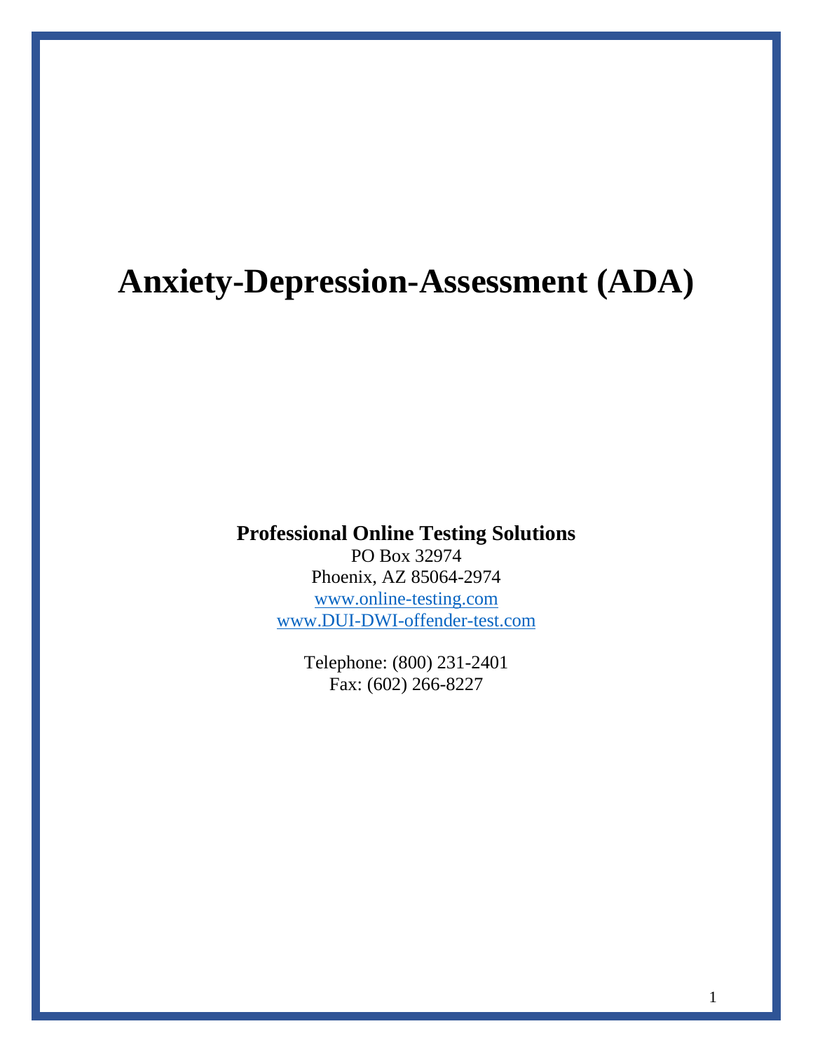# Anxiety-Depression-Assessment (ADA)

**Professional Online Testing Solutions**
PO Box 32974
Phoenix, AZ 85064-2974
www.online-testing.com
www.DUI-DWI-offender-test.com

Telephone: (800) 231-2401
Fax: (602) 266-8227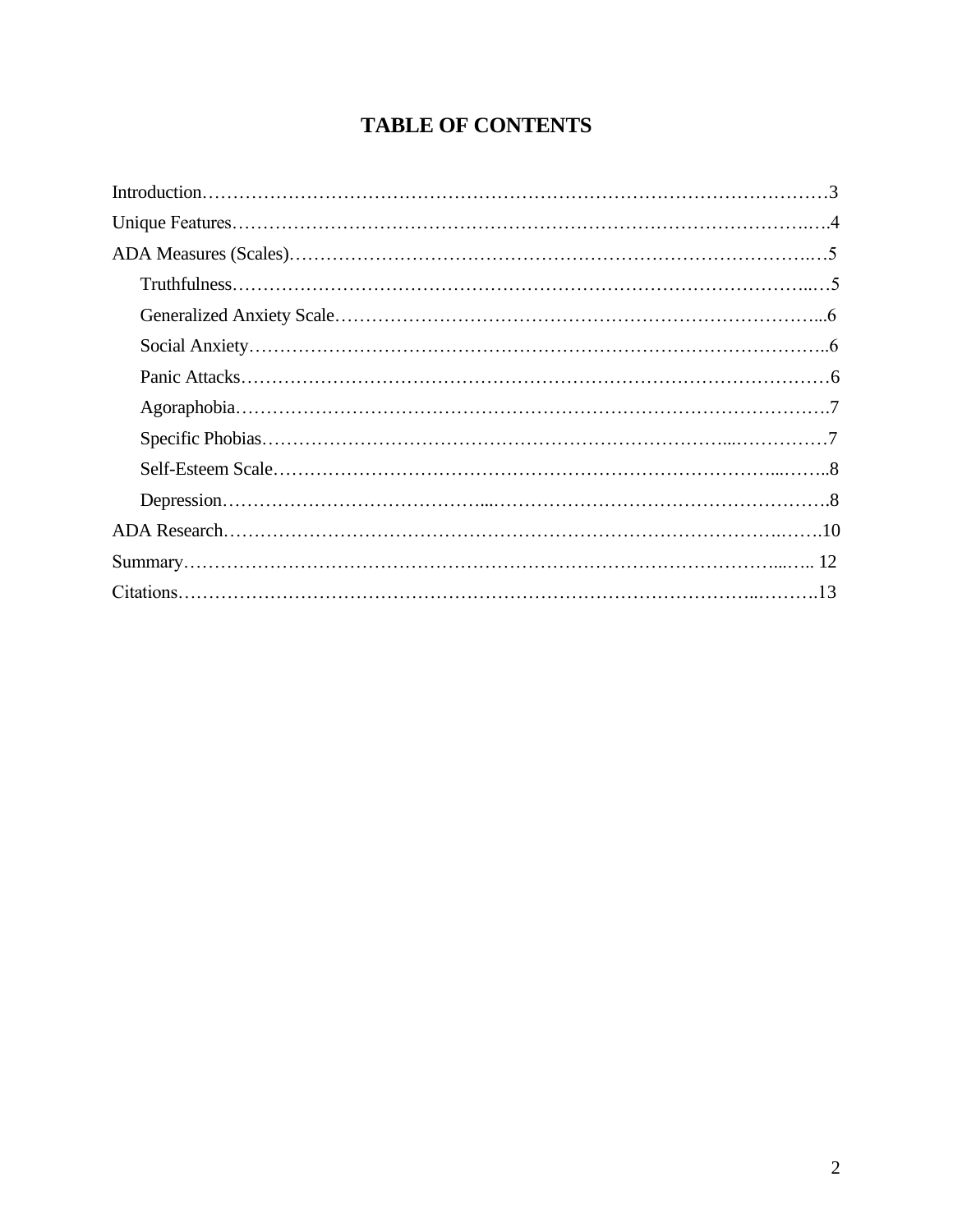# TABLE OF CONTENTS

Introduction……………………………………………………………………………………3

Unique Features…………………………………………………………………………….….4

ADA Measures (Scales)……………………………………………………………………..…5

- Truthfulness……………………………………………………………………………...…5
- Generalized Anxiety Scale…………………………………………………………………...6
- Social Anxiety………………………………………………………………………………..6
- Panic Attacks…………………………………………………………………………………6
- Agoraphobia………………………………………………………………………………….7
- Specific Phobias…………………………………………………………………...……………7
- Self-Esteem Scale………………………………………………………………………...……..8
- Depression…………………………………....……………………………………………….8

ADA Research……………………………………………………………………………….…….10

Summary………………………………………………………………………………….....….. 12

Citations…………………………………………………………………………………..……….13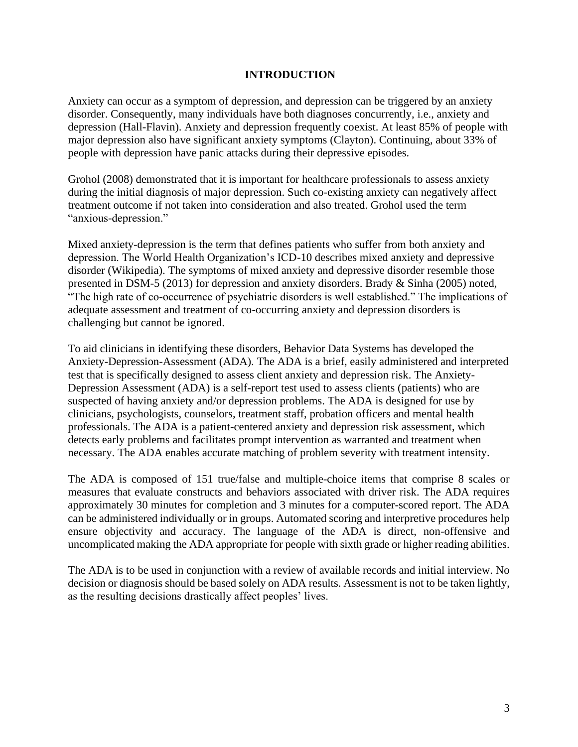# INTRODUCTION

Anxiety can occur as a symptom of depression, and depression can be triggered by an anxiety disorder. Consequently, many individuals have both diagnoses concurrently, i.e., anxiety and depression (Hall-Flavin). Anxiety and depression frequently coexist. At least 85% of people with major depression also have significant anxiety symptoms (Clayton). Continuing, about 33% of people with depression have panic attacks during their depressive episodes.

Grohol (2008) demonstrated that it is important for healthcare professionals to assess anxiety during the initial diagnosis of major depression. Such co-existing anxiety can negatively affect treatment outcome if not taken into consideration and also treated. Grohol used the term "anxious-depression."

Mixed anxiety-depression is the term that defines patients who suffer from both anxiety and depression. The World Health Organization's ICD-10 describes mixed anxiety and depressive disorder (Wikipedia). The symptoms of mixed anxiety and depressive disorder resemble those presented in DSM-5 (2013) for depression and anxiety disorders. Brady & Sinha (2005) noted, "The high rate of co-occurrence of psychiatric disorders is well established." The implications of adequate assessment and treatment of co-occurring anxiety and depression disorders is challenging but cannot be ignored.

To aid clinicians in identifying these disorders, Behavior Data Systems has developed the Anxiety-Depression-Assessment (ADA). The ADA is a brief, easily administered and interpreted test that is specifically designed to assess client anxiety and depression risk. The Anxiety-Depression Assessment (ADA) is a self-report test used to assess clients (patients) who are suspected of having anxiety and/or depression problems. The ADA is designed for use by clinicians, psychologists, counselors, treatment staff, probation officers and mental health professionals. The ADA is a patient-centered anxiety and depression risk assessment, which detects early problems and facilitates prompt intervention as warranted and treatment when necessary. The ADA enables accurate matching of problem severity with treatment intensity.

The ADA is composed of 151 true/false and multiple-choice items that comprise 8 scales or measures that evaluate constructs and behaviors associated with driver risk. The ADA requires approximately 30 minutes for completion and 3 minutes for a computer-scored report. The ADA can be administered individually or in groups. Automated scoring and interpretive procedures help ensure objectivity and accuracy. The language of the ADA is direct, non-offensive and uncomplicated making the ADA appropriate for people with sixth grade or higher reading abilities.

The ADA is to be used in conjunction with a review of available records and initial interview. No decision or diagnosis should be based solely on ADA results. Assessment is not to be taken lightly, as the resulting decisions drastically affect peoples' lives.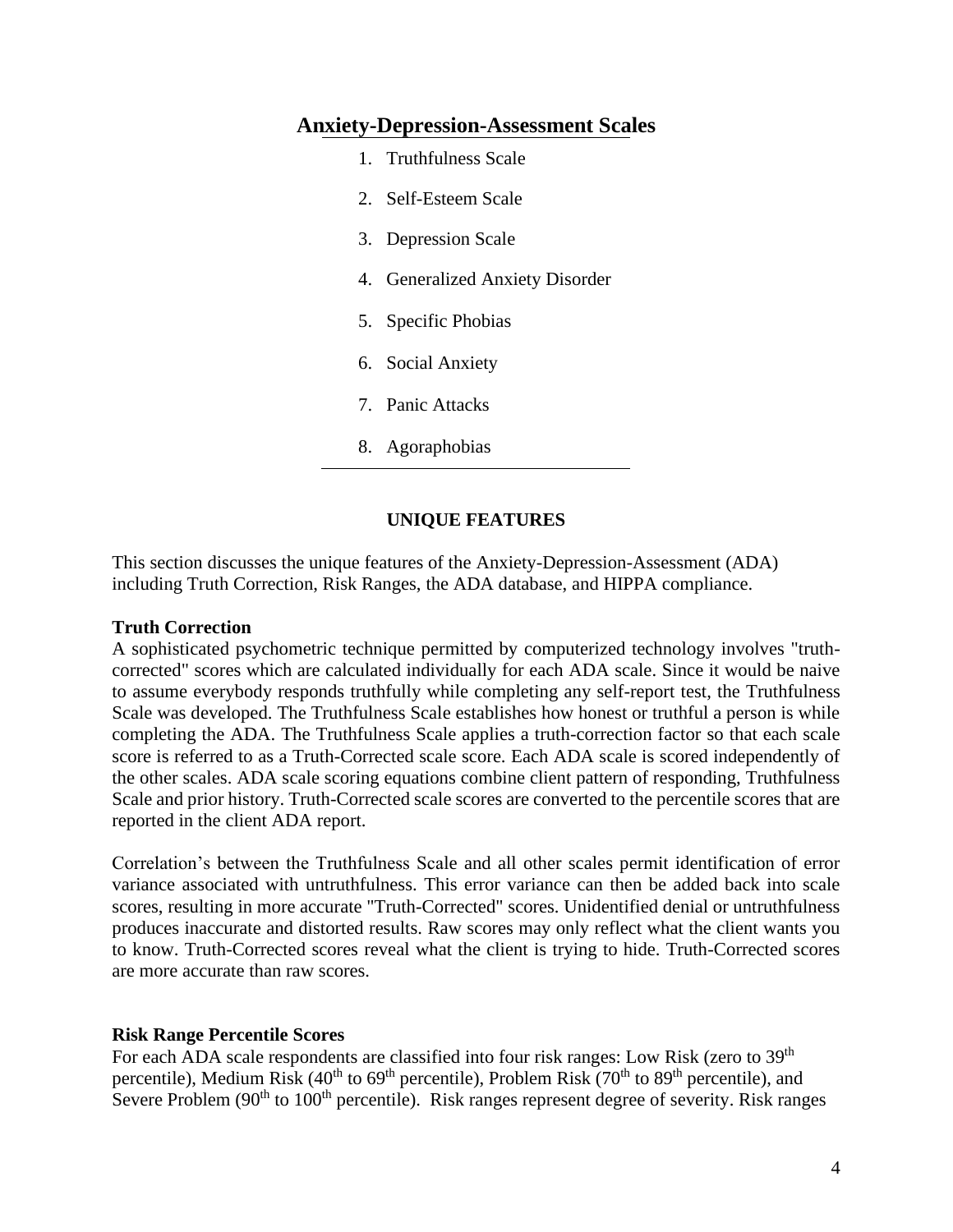## Anxiety-Depression-Assessment Scales

1. Truthfulness Scale
2. Self-Esteem Scale
3. Depression Scale
4. Generalized Anxiety Disorder
5. Specific Phobias
6. Social Anxiety
7. Panic Attacks
8. Agoraphobias

### UNIQUE FEATURES

This section discusses the unique features of the Anxiety-Depression-Assessment (ADA) including Truth Correction, Risk Ranges, the ADA database, and HIPPA compliance.

**Truth Correction**

A sophisticated psychometric technique permitted by computerized technology involves "truth-corrected" scores which are calculated individually for each ADA scale. Since it would be naive to assume everybody responds truthfully while completing any self-report test, the Truthfulness Scale was developed. The Truthfulness Scale establishes how honest or truthful a person is while completing the ADA. The Truthfulness Scale applies a truth-correction factor so that each scale score is referred to as a Truth-Corrected scale score. Each ADA scale is scored independently of the other scales. ADA scale scoring equations combine client pattern of responding, Truthfulness Scale and prior history. Truth-Corrected scale scores are converted to the percentile scores that are reported in the client ADA report.

Correlation's between the Truthfulness Scale and all other scales permit identification of error variance associated with untruthfulness. This error variance can then be added back into scale scores, resulting in more accurate "Truth-Corrected" scores. Unidentified denial or untruthfulness produces inaccurate and distorted results. Raw scores may only reflect what the client wants you to know. Truth-Corrected scores reveal what the client is trying to hide. Truth-Corrected scores are more accurate than raw scores.

**Risk Range Percentile Scores**

For each ADA scale respondents are classified into four risk ranges: Low Risk (zero to 39th percentile), Medium Risk (40th to 69th percentile), Problem Risk (70th to 89th percentile), and Severe Problem (90th to 100th percentile). Risk ranges represent degree of severity. Risk ranges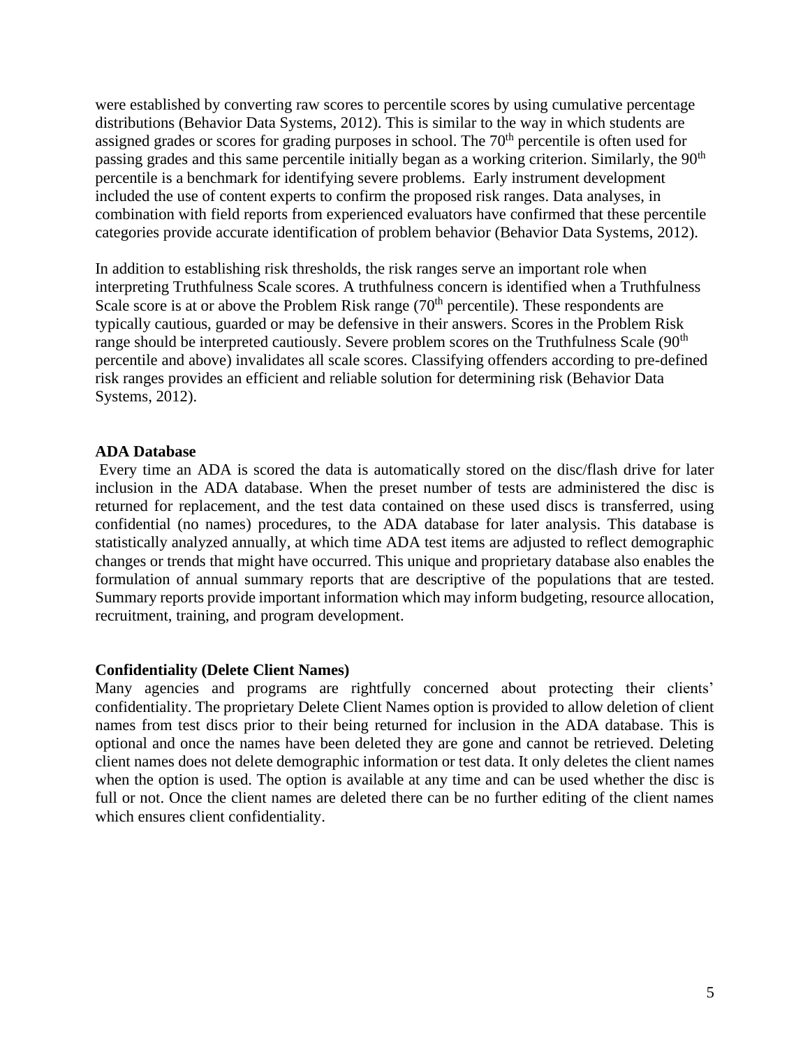were established by converting raw scores to percentile scores by using cumulative percentage distributions (Behavior Data Systems, 2012). This is similar to the way in which students are assigned grades or scores for grading purposes in school. The 70th percentile is often used for passing grades and this same percentile initially began as a working criterion. Similarly, the 90th percentile is a benchmark for identifying severe problems. Early instrument development included the use of content experts to confirm the proposed risk ranges. Data analyses, in combination with field reports from experienced evaluators have confirmed that these percentile categories provide accurate identification of problem behavior (Behavior Data Systems, 2012).

In addition to establishing risk thresholds, the risk ranges serve an important role when interpreting Truthfulness Scale scores. A truthfulness concern is identified when a Truthfulness Scale score is at or above the Problem Risk range (70th percentile). These respondents are typically cautious, guarded or may be defensive in their answers. Scores in the Problem Risk range should be interpreted cautiously. Severe problem scores on the Truthfulness Scale (90th percentile and above) invalidates all scale scores. Classifying offenders according to pre-defined risk ranges provides an efficient and reliable solution for determining risk (Behavior Data Systems, 2012).

**ADA Database**

Every time an ADA is scored the data is automatically stored on the disc/flash drive for later inclusion in the ADA database. When the preset number of tests are administered the disc is returned for replacement, and the test data contained on these used discs is transferred, using confidential (no names) procedures, to the ADA database for later analysis. This database is statistically analyzed annually, at which time ADA test items are adjusted to reflect demographic changes or trends that might have occurred. This unique and proprietary database also enables the formulation of annual summary reports that are descriptive of the populations that are tested. Summary reports provide important information which may inform budgeting, resource allocation, recruitment, training, and program development.

**Confidentiality (Delete Client Names)**

Many agencies and programs are rightfully concerned about protecting their clients' confidentiality. The proprietary Delete Client Names option is provided to allow deletion of client names from test discs prior to their being returned for inclusion in the ADA database. This is optional and once the names have been deleted they are gone and cannot be retrieved. Deleting client names does not delete demographic information or test data. It only deletes the client names when the option is used. The option is available at any time and can be used whether the disc is full or not. Once the client names are deleted there can be no further editing of the client names which ensures client confidentiality.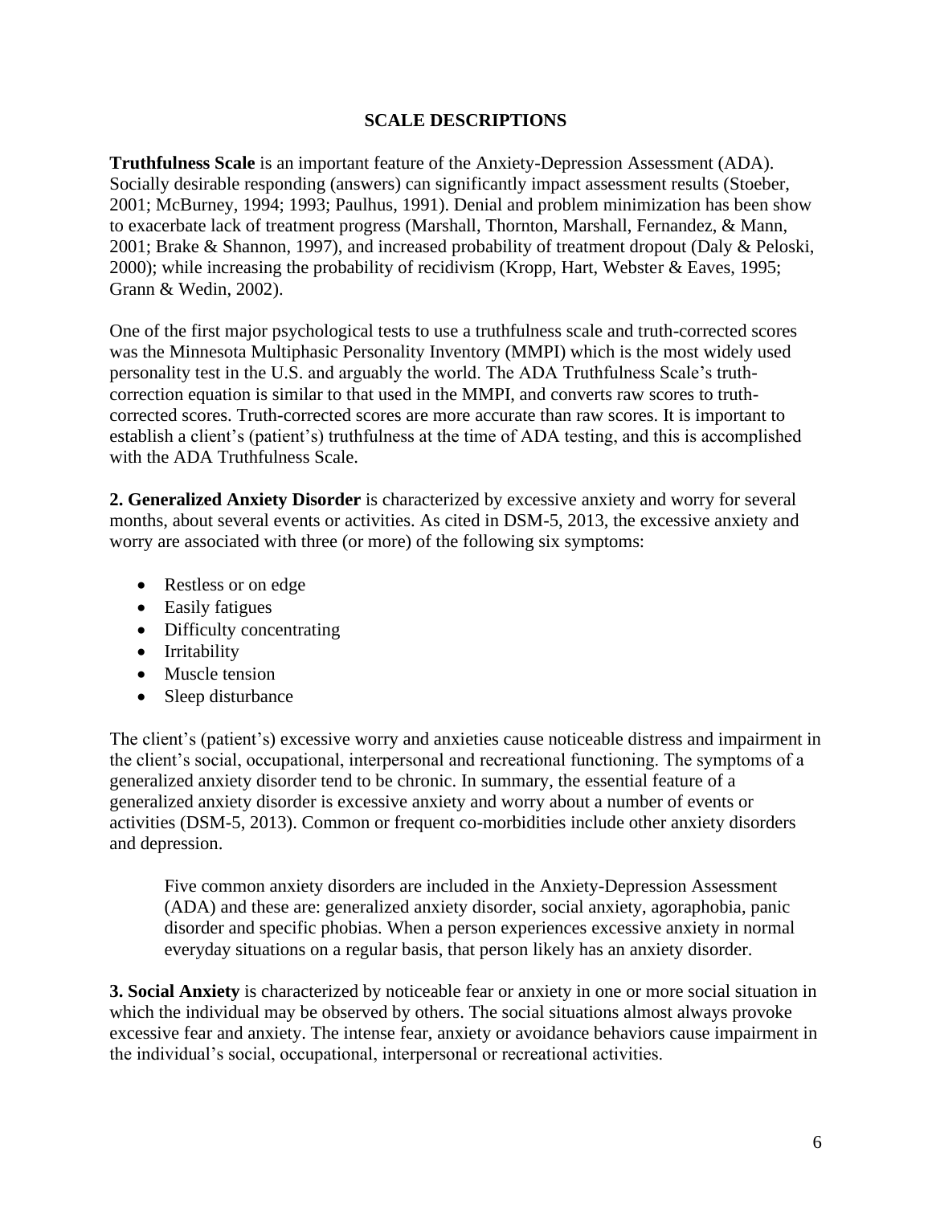## SCALE DESCRIPTIONS

**Truthfulness Scale** is an important feature of the Anxiety-Depression Assessment (ADA). Socially desirable responding (answers) can significantly impact assessment results (Stoeber, 2001; McBurney, 1994; 1993; Paulhus, 1991). Denial and problem minimization has been show to exacerbate lack of treatment progress (Marshall, Thornton, Marshall, Fernandez, & Mann, 2001; Brake & Shannon, 1997), and increased probability of treatment dropout (Daly & Peloski, 2000); while increasing the probability of recidivism (Kropp, Hart, Webster & Eaves, 1995; Grann & Wedin, 2002).

One of the first major psychological tests to use a truthfulness scale and truth-corrected scores was the Minnesota Multiphasic Personality Inventory (MMPI) which is the most widely used personality test in the U.S. and arguably the world. The ADA Truthfulness Scale's truth-correction equation is similar to that used in the MMPI, and converts raw scores to truth-corrected scores. Truth-corrected scores are more accurate than raw scores. It is important to establish a client's (patient's) truthfulness at the time of ADA testing, and this is accomplished with the ADA Truthfulness Scale.

**2. Generalized Anxiety Disorder** is characterized by excessive anxiety and worry for several months, about several events or activities. As cited in DSM-5, 2013, the excessive anxiety and worry are associated with three (or more) of the following six symptoms:

- Restless or on edge
- Easily fatigues
- Difficulty concentrating
- Irritability
- Muscle tension
- Sleep disturbance

The client's (patient's) excessive worry and anxieties cause noticeable distress and impairment in the client's social, occupational, interpersonal and recreational functioning. The symptoms of a generalized anxiety disorder tend to be chronic. In summary, the essential feature of a generalized anxiety disorder is excessive anxiety and worry about a number of events or activities (DSM-5, 2013). Common or frequent co-morbidities include other anxiety disorders and depression.

> Five common anxiety disorders are included in the Anxiety-Depression Assessment (ADA) and these are: generalized anxiety disorder, social anxiety, agoraphobia, panic disorder and specific phobias. When a person experiences excessive anxiety in normal everyday situations on a regular basis, that person likely has an anxiety disorder.

**3. Social Anxiety** is characterized by noticeable fear or anxiety in one or more social situation in which the individual may be observed by others. The social situations almost always provoke excessive fear and anxiety. The intense fear, anxiety or avoidance behaviors cause impairment in the individual's social, occupational, interpersonal or recreational activities.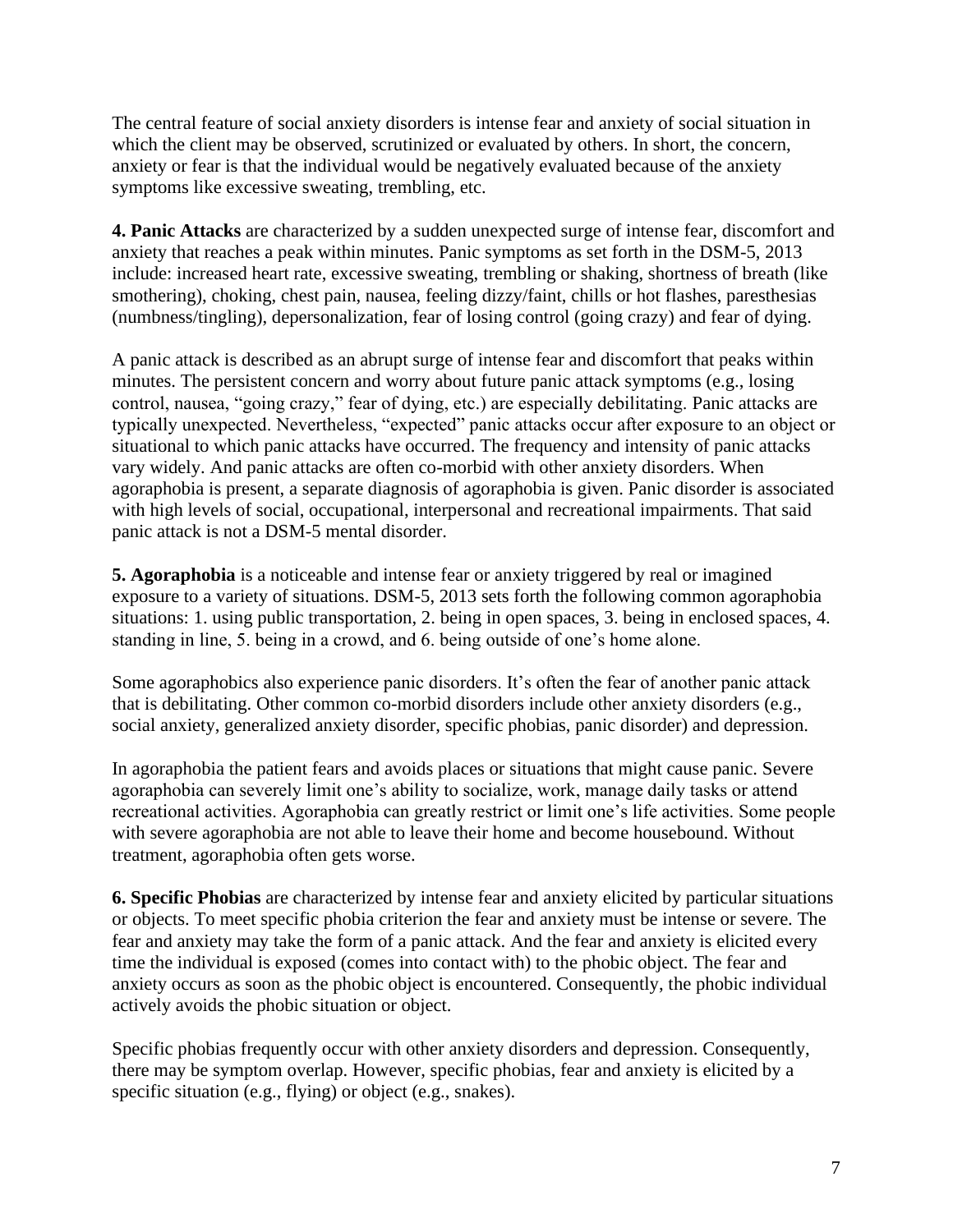The central feature of social anxiety disorders is intense fear and anxiety of social situation in which the client may be observed, scrutinized or evaluated by others. In short, the concern, anxiety or fear is that the individual would be negatively evaluated because of the anxiety symptoms like excessive sweating, trembling, etc.

**4. Panic Attacks** are characterized by a sudden unexpected surge of intense fear, discomfort and anxiety that reaches a peak within minutes. Panic symptoms as set forth in the DSM-5, 2013 include: increased heart rate, excessive sweating, trembling or shaking, shortness of breath (like smothering), choking, chest pain, nausea, feeling dizzy/faint, chills or hot flashes, paresthesias (numbness/tingling), depersonalization, fear of losing control (going crazy) and fear of dying.

A panic attack is described as an abrupt surge of intense fear and discomfort that peaks within minutes. The persistent concern and worry about future panic attack symptoms (e.g., losing control, nausea, "going crazy," fear of dying, etc.) are especially debilitating. Panic attacks are typically unexpected. Nevertheless, "expected" panic attacks occur after exposure to an object or situational to which panic attacks have occurred. The frequency and intensity of panic attacks vary widely. And panic attacks are often co-morbid with other anxiety disorders. When agoraphobia is present, a separate diagnosis of agoraphobia is given. Panic disorder is associated with high levels of social, occupational, interpersonal and recreational impairments. That said panic attack is not a DSM-5 mental disorder.

**5. Agoraphobia** is a noticeable and intense fear or anxiety triggered by real or imagined exposure to a variety of situations. DSM-5, 2013 sets forth the following common agoraphobia situations: 1. using public transportation, 2. being in open spaces, 3. being in enclosed spaces, 4. standing in line, 5. being in a crowd, and 6. being outside of one's home alone.

Some agoraphobics also experience panic disorders. It's often the fear of another panic attack that is debilitating. Other common co-morbid disorders include other anxiety disorders (e.g., social anxiety, generalized anxiety disorder, specific phobias, panic disorder) and depression.

In agoraphobia the patient fears and avoids places or situations that might cause panic. Severe agoraphobia can severely limit one's ability to socialize, work, manage daily tasks or attend recreational activities. Agoraphobia can greatly restrict or limit one's life activities. Some people with severe agoraphobia are not able to leave their home and become housebound. Without treatment, agoraphobia often gets worse.

**6. Specific Phobias** are characterized by intense fear and anxiety elicited by particular situations or objects. To meet specific phobia criterion the fear and anxiety must be intense or severe. The fear and anxiety may take the form of a panic attack. And the fear and anxiety is elicited every time the individual is exposed (comes into contact with) to the phobic object. The fear and anxiety occurs as soon as the phobic object is encountered. Consequently, the phobic individual actively avoids the phobic situation or object.

Specific phobias frequently occur with other anxiety disorders and depression. Consequently, there may be symptom overlap. However, specific phobias, fear and anxiety is elicited by a specific situation (e.g., flying) or object (e.g., snakes).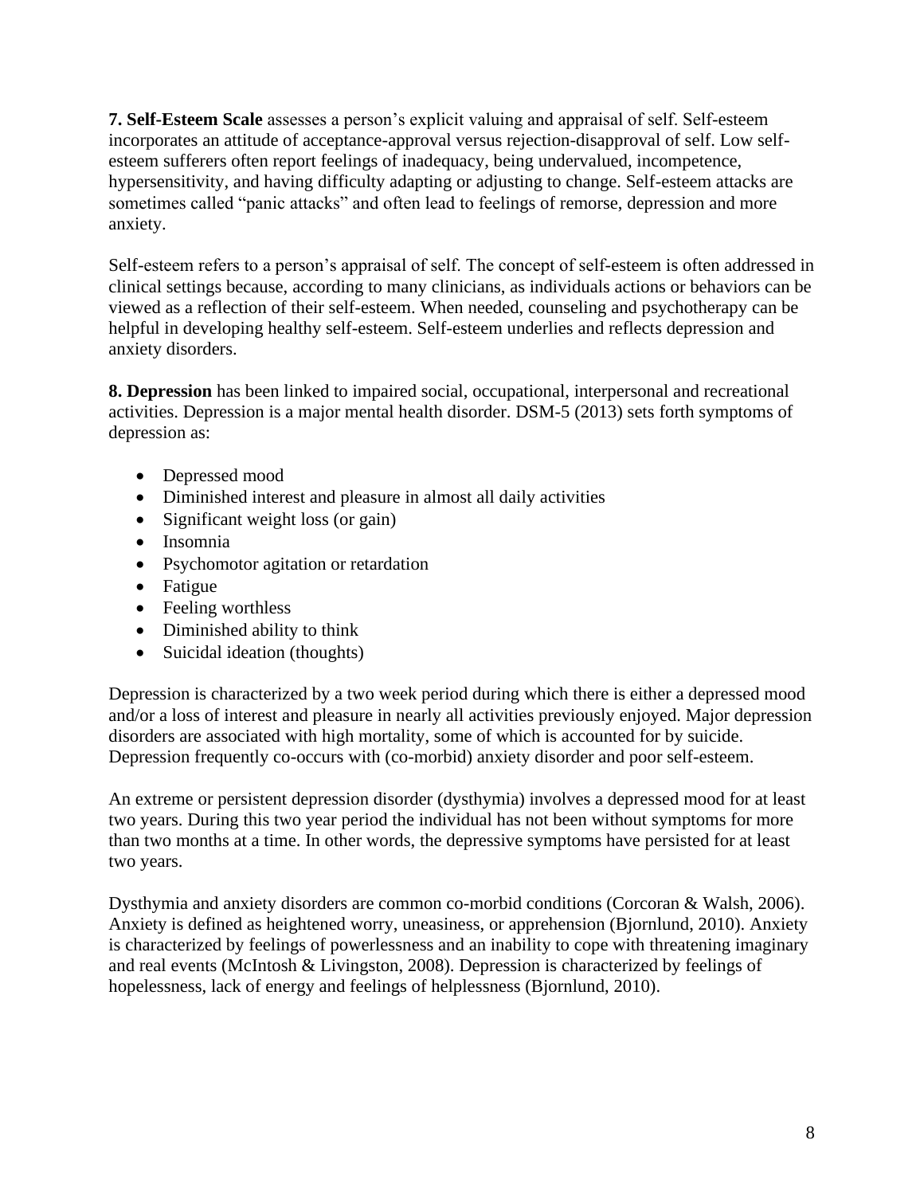**7. Self-Esteem Scale** assesses a person's explicit valuing and appraisal of self. Self-esteem incorporates an attitude of acceptance-approval versus rejection-disapproval of self. Low self-esteem sufferers often report feelings of inadequacy, being undervalued, incompetence, hypersensitivity, and having difficulty adapting or adjusting to change. Self-esteem attacks are sometimes called "panic attacks" and often lead to feelings of remorse, depression and more anxiety.

Self-esteem refers to a person's appraisal of self. The concept of self-esteem is often addressed in clinical settings because, according to many clinicians, as individuals actions or behaviors can be viewed as a reflection of their self-esteem. When needed, counseling and psychotherapy can be helpful in developing healthy self-esteem. Self-esteem underlies and reflects depression and anxiety disorders.

**8. Depression** has been linked to impaired social, occupational, interpersonal and recreational activities. Depression is a major mental health disorder. DSM-5 (2013) sets forth symptoms of depression as:

- Depressed mood
- Diminished interest and pleasure in almost all daily activities
- Significant weight loss (or gain)
- Insomnia
- Psychomotor agitation or retardation
- Fatigue
- Feeling worthless
- Diminished ability to think
- Suicidal ideation (thoughts)

Depression is characterized by a two week period during which there is either a depressed mood and/or a loss of interest and pleasure in nearly all activities previously enjoyed. Major depression disorders are associated with high mortality, some of which is accounted for by suicide. Depression frequently co-occurs with (co-morbid) anxiety disorder and poor self-esteem.

An extreme or persistent depression disorder (dysthymia) involves a depressed mood for at least two years. During this two year period the individual has not been without symptoms for more than two months at a time. In other words, the depressive symptoms have persisted for at least two years.

Dysthymia and anxiety disorders are common co-morbid conditions (Corcoran & Walsh, 2006). Anxiety is defined as heightened worry, uneasiness, or apprehension (Bjornlund, 2010). Anxiety is characterized by feelings of powerlessness and an inability to cope with threatening imaginary and real events (McIntosh & Livingston, 2008). Depression is characterized by feelings of hopelessness, lack of energy and feelings of helplessness (Bjornlund, 2010).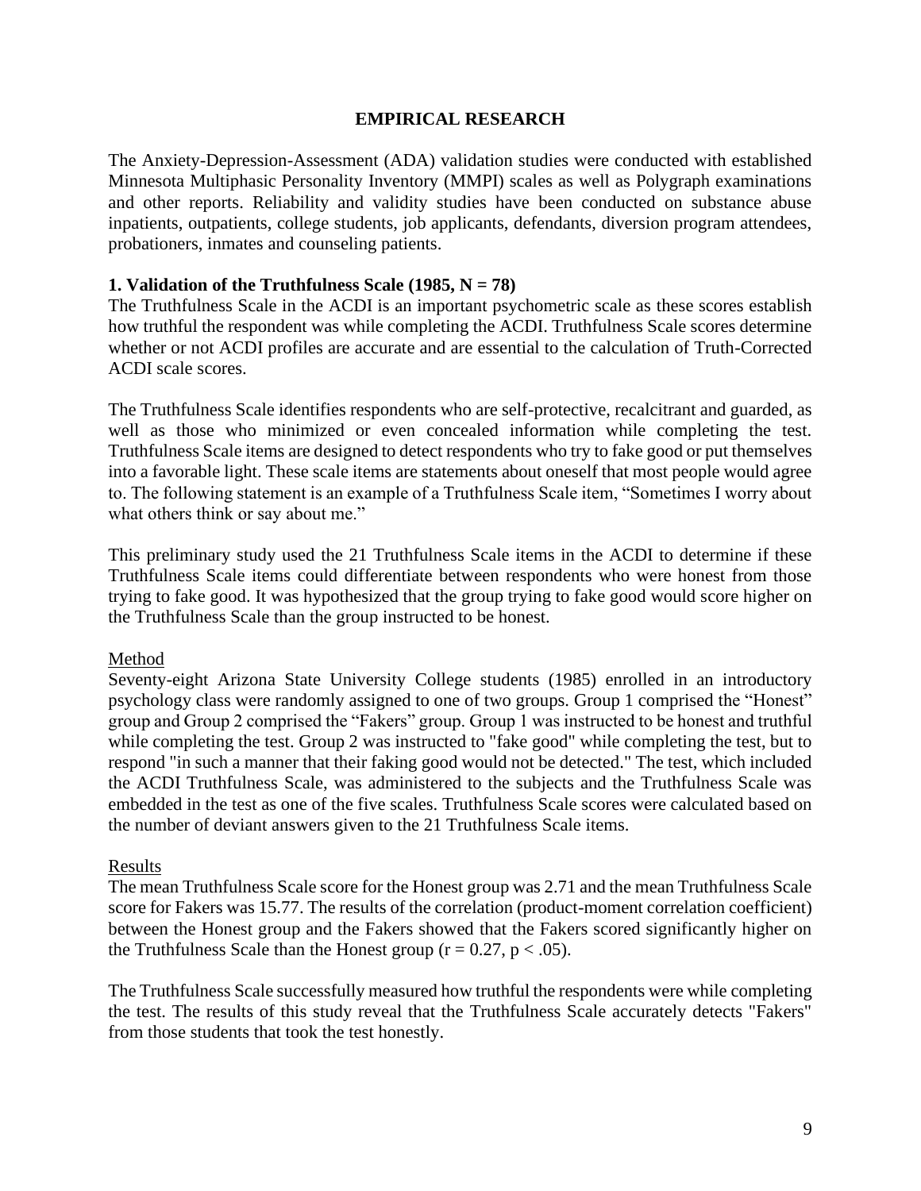## EMPIRICAL RESEARCH

The Anxiety-Depression-Assessment (ADA) validation studies were conducted with established Minnesota Multiphasic Personality Inventory (MMPI) scales as well as Polygraph examinations and other reports. Reliability and validity studies have been conducted on substance abuse inpatients, outpatients, college students, job applicants, defendants, diversion program attendees, probationers, inmates and counseling patients.

### 1. Validation of the Truthfulness Scale (1985, N = 78)

The Truthfulness Scale in the ACDI is an important psychometric scale as these scores establish how truthful the respondent was while completing the ACDI. Truthfulness Scale scores determine whether or not ACDI profiles are accurate and are essential to the calculation of Truth-Corrected ACDI scale scores.

The Truthfulness Scale identifies respondents who are self-protective, recalcitrant and guarded, as well as those who minimized or even concealed information while completing the test. Truthfulness Scale items are designed to detect respondents who try to fake good or put themselves into a favorable light. These scale items are statements about oneself that most people would agree to. The following statement is an example of a Truthfulness Scale item, "Sometimes I worry about what others think or say about me."

This preliminary study used the 21 Truthfulness Scale items in the ACDI to determine if these Truthfulness Scale items could differentiate between respondents who were honest from those trying to fake good. It was hypothesized that the group trying to fake good would score higher on the Truthfulness Scale than the group instructed to be honest.

#### Method

Seventy-eight Arizona State University College students (1985) enrolled in an introductory psychology class were randomly assigned to one of two groups. Group 1 comprised the "Honest" group and Group 2 comprised the "Fakers" group. Group 1 was instructed to be honest and truthful while completing the test. Group 2 was instructed to "fake good" while completing the test, but to respond "in such a manner that their faking good would not be detected." The test, which included the ACDI Truthfulness Scale, was administered to the subjects and the Truthfulness Scale was embedded in the test as one of the five scales. Truthfulness Scale scores were calculated based on the number of deviant answers given to the 21 Truthfulness Scale items.

#### Results

The mean Truthfulness Scale score for the Honest group was 2.71 and the mean Truthfulness Scale score for Fakers was 15.77. The results of the correlation (product-moment correlation coefficient) between the Honest group and the Fakers showed that the Fakers scored significantly higher on the Truthfulness Scale than the Honest group ($r = 0.27$, $p < .05$).

The Truthfulness Scale successfully measured how truthful the respondents were while completing the test. The results of this study reveal that the Truthfulness Scale accurately detects "Fakers" from those students that took the test honestly.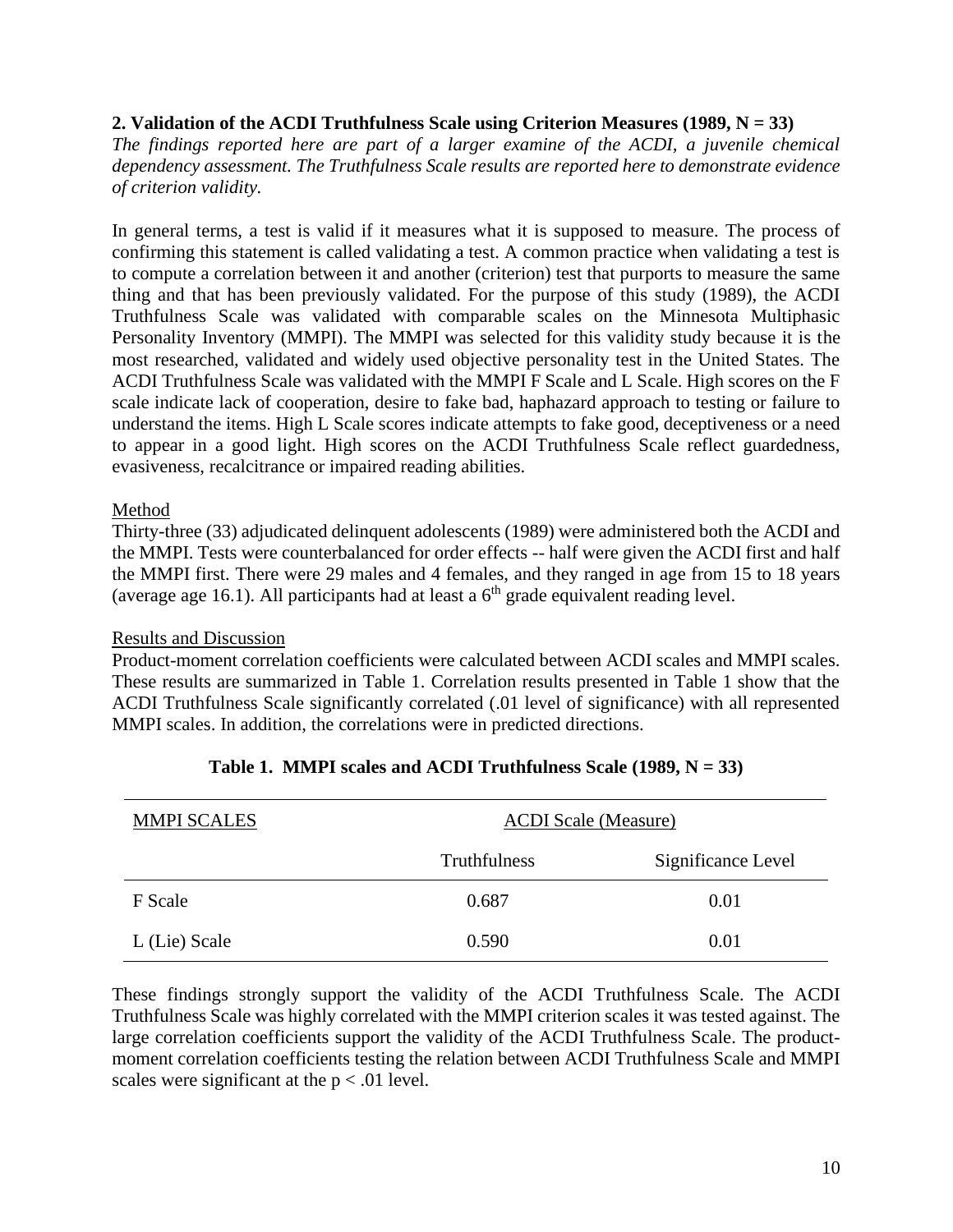**2. Validation of the ACDI Truthfulness Scale using Criterion Measures (1989, N = 33)**

*The findings reported here are part of a larger examine of the ACDI, a juvenile chemical dependency assessment. The Truthfulness Scale results are reported here to demonstrate evidence of criterion validity.*

In general terms, a test is valid if it measures what it is supposed to measure. The process of confirming this statement is called validating a test. A common practice when validating a test is to compute a correlation between it and another (criterion) test that purports to measure the same thing and that has been previously validated. For the purpose of this study (1989), the ACDI Truthfulness Scale was validated with comparable scales on the Minnesota Multiphasic Personality Inventory (MMPI). The MMPI was selected for this validity study because it is the most researched, validated and widely used objective personality test in the United States. The ACDI Truthfulness Scale was validated with the MMPI F Scale and L Scale. High scores on the F scale indicate lack of cooperation, desire to fake bad, haphazard approach to testing or failure to understand the items. High L Scale scores indicate attempts to fake good, deceptiveness or a need to appear in a good light. High scores on the ACDI Truthfulness Scale reflect guardedness, evasiveness, recalcitrance or impaired reading abilities.

Method

Thirty-three (33) adjudicated delinquent adolescents (1989) were administered both the ACDI and the MMPI. Tests were counterbalanced for order effects -- half were given the ACDI first and half the MMPI first. There were 29 males and 4 females, and they ranged in age from 15 to 18 years (average age 16.1). All participants had at least a 6th grade equivalent reading level.

Results and Discussion

Product-moment correlation coefficients were calculated between ACDI scales and MMPI scales. These results are summarized in Table 1. Correlation results presented in Table 1 show that the ACDI Truthfulness Scale significantly correlated (.01 level of significance) with all represented MMPI scales. In addition, the correlations were in predicted directions.

**Table 1. MMPI scales and ACDI Truthfulness Scale (1989, N = 33)**

| MMPI SCALES | ACDI Scale (Measure) | |
|---|---|---|
| | Truthfulness | Significance Level |
| F Scale | 0.687 | 0.01 |
| L (Lie) Scale | 0.590 | 0.01 |

These findings strongly support the validity of the ACDI Truthfulness Scale. The ACDI Truthfulness Scale was highly correlated with the MMPI criterion scales it was tested against. The large correlation coefficients support the validity of the ACDI Truthfulness Scale. The product-moment correlation coefficients testing the relation between ACDI Truthfulness Scale and MMPI scales were significant at the $p < .01$ level.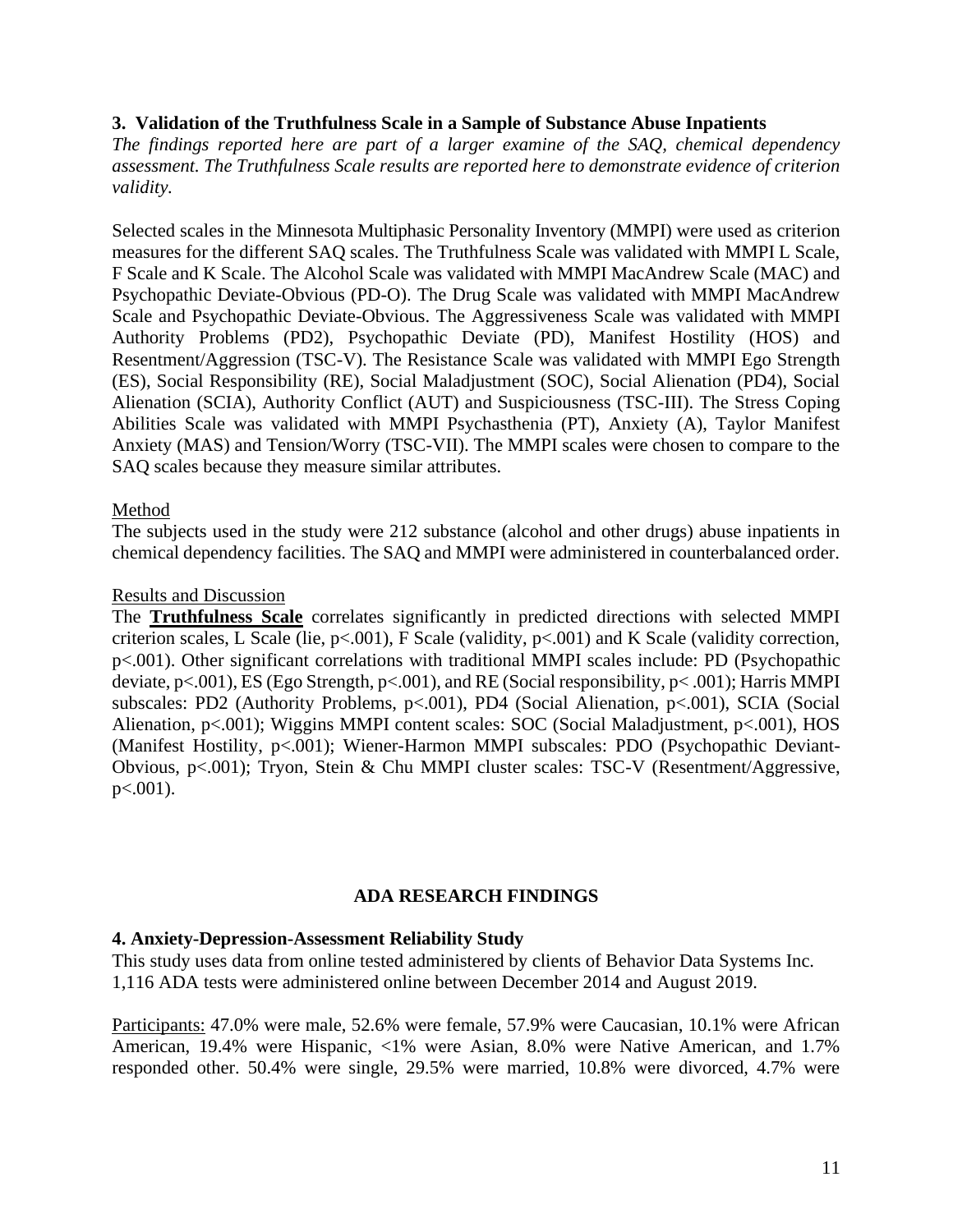### 3. Validation of the Truthfulness Scale in a Sample of Substance Abuse Inpatients

*The findings reported here are part of a larger examine of the SAQ, chemical dependency assessment. The Truthfulness Scale results are reported here to demonstrate evidence of criterion validity.*

Selected scales in the Minnesota Multiphasic Personality Inventory (MMPI) were used as criterion measures for the different SAQ scales. The Truthfulness Scale was validated with MMPI L Scale, F Scale and K Scale. The Alcohol Scale was validated with MMPI MacAndrew Scale (MAC) and Psychopathic Deviate-Obvious (PD-O). The Drug Scale was validated with MMPI MacAndrew Scale and Psychopathic Deviate-Obvious. The Aggressiveness Scale was validated with MMPI Authority Problems (PD2), Psychopathic Deviate (PD), Manifest Hostility (HOS) and Resentment/Aggression (TSC-V). The Resistance Scale was validated with MMPI Ego Strength (ES), Social Responsibility (RE), Social Maladjustment (SOC), Social Alienation (PD4), Social Alienation (SCIA), Authority Conflict (AUT) and Suspiciousness (TSC-III). The Stress Coping Abilities Scale was validated with MMPI Psychasthenia (PT), Anxiety (A), Taylor Manifest Anxiety (MAS) and Tension/Worry (TSC-VII). The MMPI scales were chosen to compare to the SAQ scales because they measure similar attributes.

Method

The subjects used in the study were 212 substance (alcohol and other drugs) abuse inpatients in chemical dependency facilities. The SAQ and MMPI were administered in counterbalanced order.

Results and Discussion

The **Truthfulness Scale** correlates significantly in predicted directions with selected MMPI criterion scales, L Scale (lie, $p<.001$), F Scale (validity, $p<.001$) and K Scale (validity correction, $p<.001$). Other significant correlations with traditional MMPI scales include: PD (Psychopathic deviate, $p<.001$), ES (Ego Strength, $p<.001$), and RE (Social responsibility, $p< .001$); Harris MMPI subscales: PD2 (Authority Problems, $p<.001$), PD4 (Social Alienation, $p<.001$), SCIA (Social Alienation, $p<.001$); Wiggins MMPI content scales: SOC (Social Maladjustment, $p<.001$), HOS (Manifest Hostility, $p<.001$); Wiener-Harmon MMPI subscales: PDO (Psychopathic Deviant-Obvious, $p<.001$); Tryon, Stein & Chu MMPI cluster scales: TSC-V (Resentment/Aggressive, $p<.001$).

## ADA RESEARCH FINDINGS

### 4. Anxiety-Depression-Assessment Reliability Study

This study uses data from online tested administered by clients of Behavior Data Systems Inc. 1,116 ADA tests were administered online between December 2014 and August 2019.

Participants: 47.0% were male, 52.6% were female, 57.9% were Caucasian, 10.1% were African American, 19.4% were Hispanic, <1% were Asian, 8.0% were Native American, and 1.7% responded other. 50.4% were single, 29.5% were married, 10.8% were divorced, 4.7% were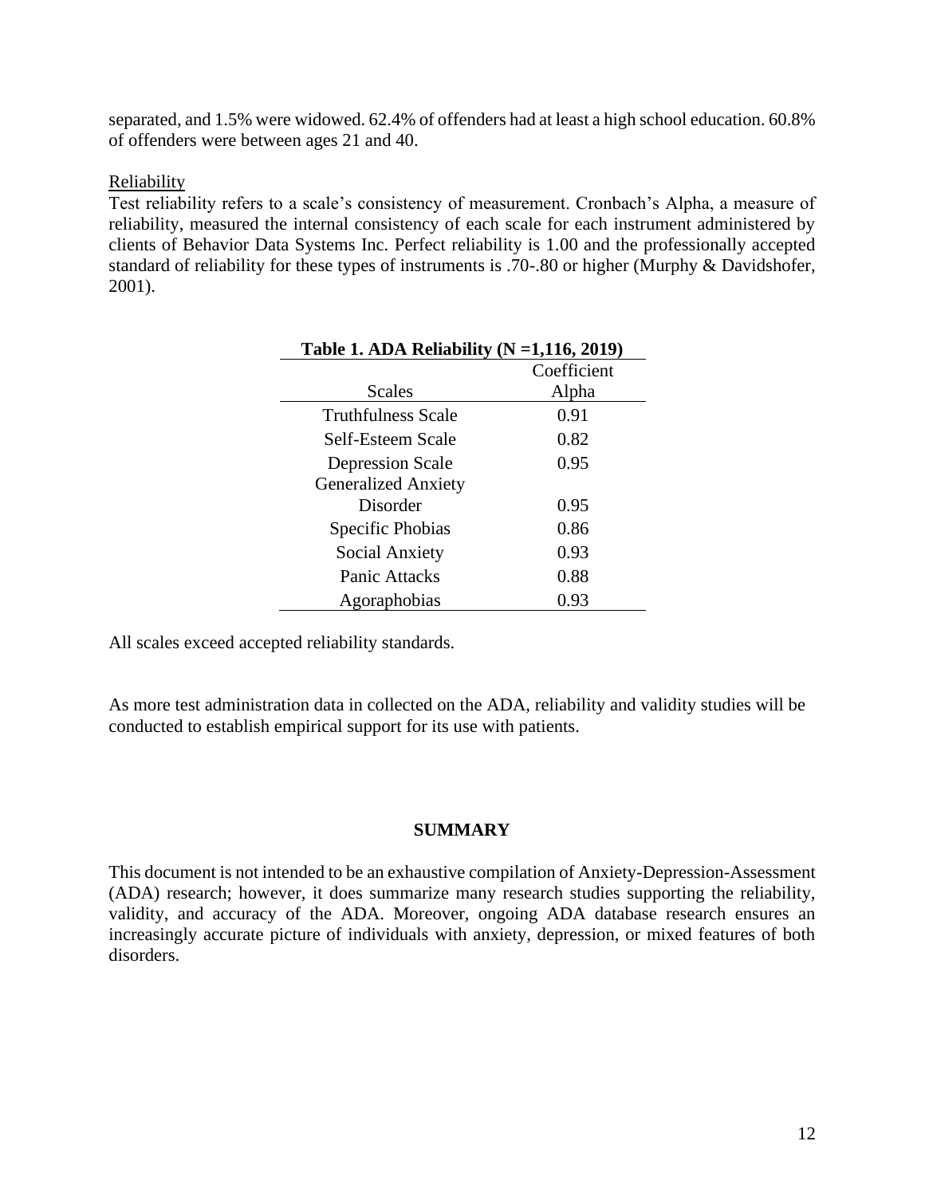separated, and 1.5% were widowed. 62.4% of offenders had at least a high school education. 60.8% of offenders were between ages 21 and 40.

Reliability

Test reliability refers to a scale's consistency of measurement. Cronbach's Alpha, a measure of reliability, measured the internal consistency of each scale for each instrument administered by clients of Behavior Data Systems Inc. Perfect reliability is 1.00 and the professionally accepted standard of reliability for these types of instruments is .70-.80 or higher (Murphy & Davidshofer, 2001).

**Table 1. ADA Reliability (N =1,116, 2019)**

| Scales | Coefficient Alpha |
|---|---|
| Truthfulness Scale | 0.91 |
| Self-Esteem Scale | 0.82 |
| Depression Scale | 0.95 |
| Generalized Anxiety Disorder | 0.95 |
| Specific Phobias | 0.86 |
| Social Anxiety | 0.93 |
| Panic Attacks | 0.88 |
| Agoraphobias | 0.93 |

All scales exceed accepted reliability standards.

As more test administration data in collected on the ADA, reliability and validity studies will be conducted to establish empirical support for its use with patients.

## SUMMARY

This document is not intended to be an exhaustive compilation of Anxiety-Depression-Assessment (ADA) research; however, it does summarize many research studies supporting the reliability, validity, and accuracy of the ADA. Moreover, ongoing ADA database research ensures an increasingly accurate picture of individuals with anxiety, depression, or mixed features of both disorders.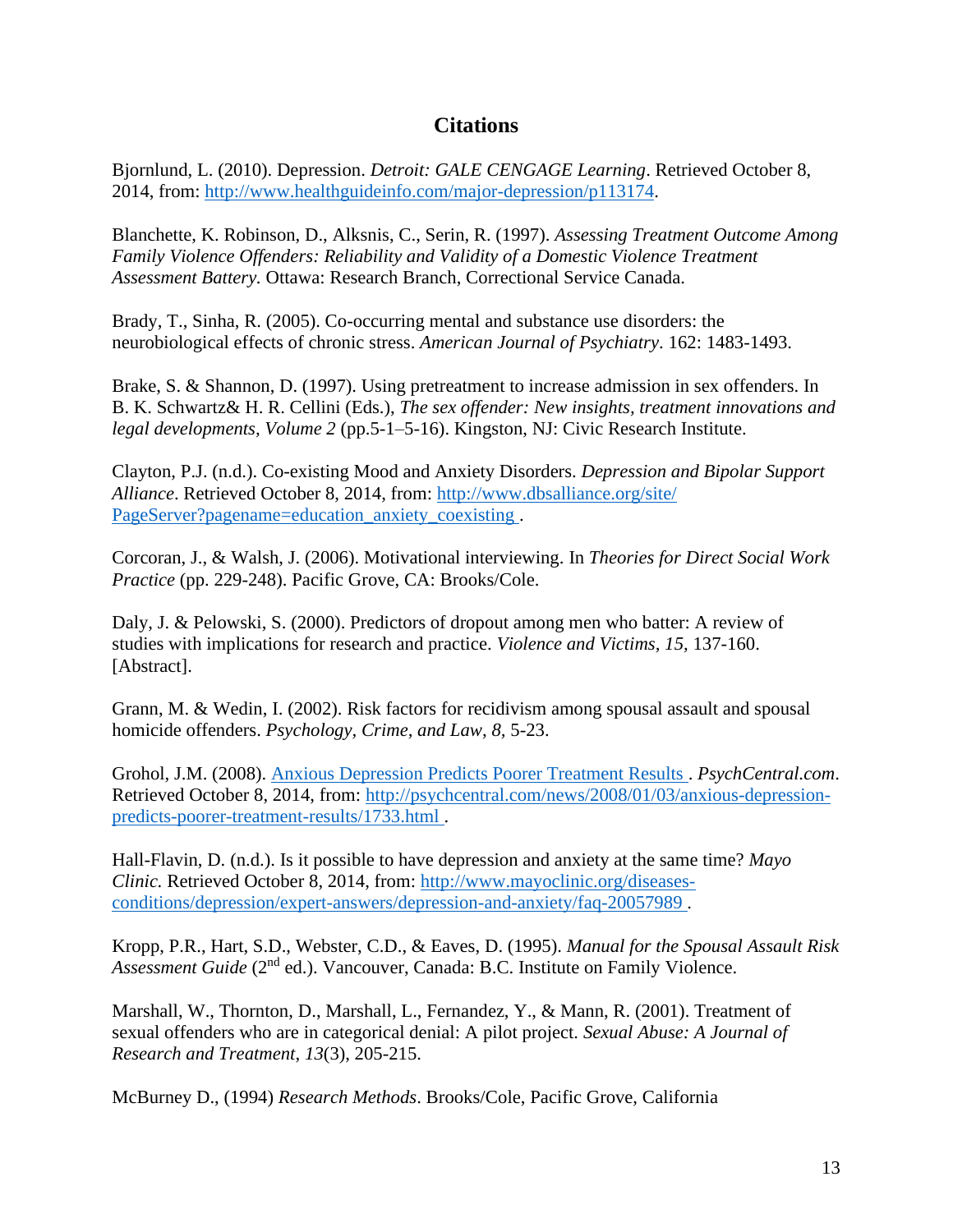# Citations

Bjornlund, L. (2010). Depression. *Detroit: GALE CENGAGE Learning*. Retrieved October 8, 2014, from: http://www.healthguideinfo.com/major-depression/p113174.

Blanchette, K. Robinson, D., Alksnis, C., Serin, R. (1997). *Assessing Treatment Outcome Among Family Violence Offenders: Reliability and Validity of a Domestic Violence Treatment Assessment Battery.* Ottawa: Research Branch, Correctional Service Canada.

Brady, T., Sinha, R. (2005). Co-occurring mental and substance use disorders: the neurobiological effects of chronic stress. *American Journal of Psychiatry*. 162: 1483-1493.

Brake, S. & Shannon, D. (1997). Using pretreatment to increase admission in sex offenders. In B. K. Schwartz& H. R. Cellini (Eds.), *The sex offender: New insights, treatment innovations and legal developments, Volume 2* (pp.5-1–5-16). Kingston, NJ: Civic Research Institute.

Clayton, P.J. (n.d.). Co-existing Mood and Anxiety Disorders. *Depression and Bipolar Support Alliance*. Retrieved October 8, 2014, from: http://www.dbsalliance.org/site/PageServer?pagename=education_anxiety_coexisting .

Corcoran, J., & Walsh, J. (2006). Motivational interviewing. In *Theories for Direct Social Work Practice* (pp. 229-248). Pacific Grove, CA: Brooks/Cole.

Daly, J. & Pelowski, S. (2000). Predictors of dropout among men who batter: A review of studies with implications for research and practice. *Violence and Victims, 15*, 137-160. [Abstract].

Grann, M. & Wedin, I. (2002). Risk factors for recidivism among spousal assault and spousal homicide offenders. *Psychology, Crime, and Law, 8*, 5-23.

Grohol, J.M. (2008). Anxious Depression Predicts Poorer Treatment Results . *PsychCentral.com*. Retrieved October 8, 2014, from: http://psychcentral.com/news/2008/01/03/anxious-depression-predicts-poorer-treatment-results/1733.html .

Hall-Flavin, D. (n.d.). Is it possible to have depression and anxiety at the same time? *Mayo Clinic.* Retrieved October 8, 2014, from: http://www.mayoclinic.org/diseases-conditions/depression/expert-answers/depression-and-anxiety/faq-20057989 .

Kropp, P.R., Hart, S.D., Webster, C.D., & Eaves, D. (1995). *Manual for the Spousal Assault Risk Assessment Guide* (2nd ed.). Vancouver, Canada: B.C. Institute on Family Violence.

Marshall, W., Thornton, D., Marshall, L., Fernandez, Y., & Mann, R. (2001). Treatment of sexual offenders who are in categorical denial: A pilot project. *Sexual Abuse: A Journal of Research and Treatment*, *13*(3), 205-215.

McBurney D., (1994) *Research Methods*. Brooks/Cole, Pacific Grove, California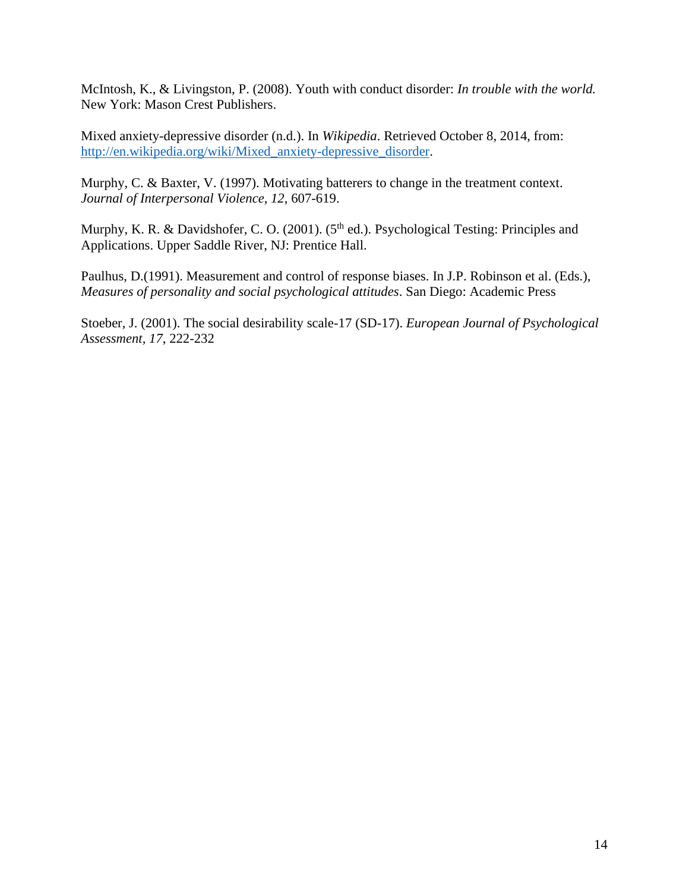McIntosh, K., & Livingston, P. (2008). Youth with conduct disorder: *In trouble with the world.* New York: Mason Crest Publishers.

Mixed anxiety-depressive disorder (n.d.). In *Wikipedia*. Retrieved October 8, 2014, from: [http://en.wikipedia.org/wiki/Mixed_anxiety-depressive_disorder](http://en.wikipedia.org/wiki/Mixed_anxiety-depressive_disorder).

Murphy, C. & Baxter, V. (1997). Motivating batterers to change in the treatment context. *Journal of Interpersonal Violence, 12*, 607-619.

Murphy, K. R. & Davidshofer, C. O. (2001). (5th ed.). Psychological Testing: Principles and Applications. Upper Saddle River, NJ: Prentice Hall.

Paulhus, D.(1991). Measurement and control of response biases. In J.P. Robinson et al. (Eds.), *Measures of personality and social psychological attitudes*. San Diego: Academic Press

Stoeber, J. (2001). The social desirability scale-17 (SD-17). *European Journal of Psychological Assessment, 17*, 222-232